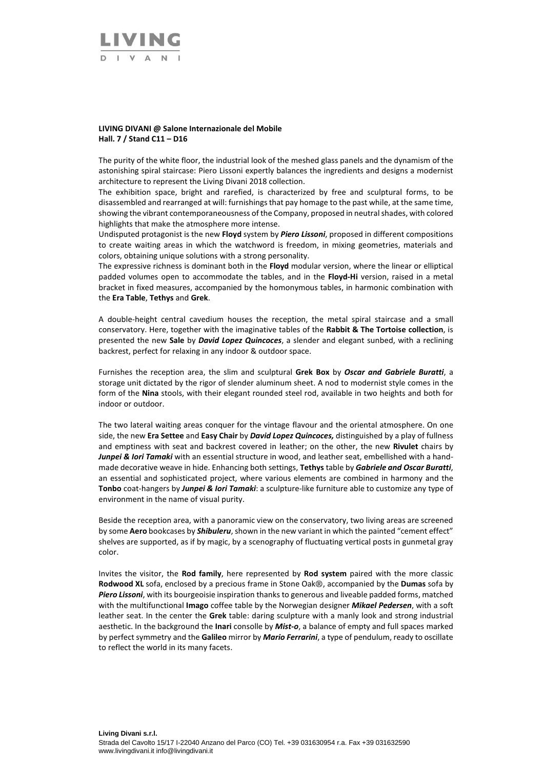# LIVING DIVANI

**LIVING DIVANI @ Salone Internazionale del Mobile**
**Hall. 7 / Stand C11 – D16**

The purity of the white floor, the industrial look of the meshed glass panels and the dynamism of the astonishing spiral staircase: Piero Lissoni expertly balances the ingredients and designs a modernist architecture to represent the Living Divani 2018 collection.
The exhibition space, bright and rarefied, is characterized by free and sculptural forms, to be disassembled and rearranged at will: furnishings that pay homage to the past while, at the same time, showing the vibrant contemporaneousness of the Company, proposed in neutral shades, with colored highlights that make the atmosphere more intense.
Undisputed protagonist is the new **Floyd** system by ***Piero Lissoni***, proposed in different compositions to create waiting areas in which the watchword is freedom, in mixing geometries, materials and colors, obtaining unique solutions with a strong personality.
The expressive richness is dominant both in the **Floyd** modular version, where the linear or elliptical padded volumes open to accommodate the tables, and in the **Floyd-Hi** version, raised in a metal bracket in fixed measures, accompanied by the homonymous tables, in harmonic combination with the **Era Table**, **Tethys** and **Grek**.

A double-height central cavedium houses the reception, the metal spiral staircase and a small conservatory. Here, together with the imaginative tables of the **Rabbit & The Tortoise collection**, is presented the new **Sale** by ***David Lopez Quincoces***, a slender and elegant sunbed, with a reclining backrest, perfect for relaxing in any indoor & outdoor space.

Furnishes the reception area, the slim and sculptural **Grek Box** by ***Oscar and Gabriele Buratti***, a storage unit dictated by the rigor of slender aluminum sheet. A nod to modernist style comes in the form of the **Nina** stools, with their elegant rounded steel rod, available in two heights and both for indoor or outdoor.

The two lateral waiting areas conquer for the vintage flavour and the oriental atmosphere. On one side, the new **Era Settee** and **Easy Chair** by ***David Lopez Quincoces,*** distinguished by a play of fullness and emptiness with seat and backrest covered in leather; on the other, the new **Rivulet** chairs by ***Junpei & Iori Tamaki*** with an essential structure in wood, and leather seat, embellished with a hand-made decorative weave in hide. Enhancing both settings, **Tethys** table by ***Gabriele and Oscar Buratti***, an essential and sophisticated project, where various elements are combined in harmony and the **Tonbo** coat-hangers by ***Junpei & Iori Tamaki***: a sculpture-like furniture able to customize any type of environment in the name of visual purity.

Beside the reception area, with a panoramic view on the conservatory, two living areas are screened by some **Aero** bookcases by ***Shibuleru***, shown in the new variant in which the painted "cement effect" shelves are supported, as if by magic, by a scenography of fluctuating vertical posts in gunmetal gray color.

Invites the visitor, the **Rod family**, here represented by **Rod system** paired with the more classic **Rodwood XL** sofa, enclosed by a precious frame in Stone Oak®, accompanied by the **Dumas** sofa by ***Piero Lissoni***, with its bourgeoisie inspiration thanks to generous and liveable padded forms, matched with the multifunctional **Imago** coffee table by the Norwegian designer ***Mikael Pedersen***, with a soft leather seat. In the center the **Grek** table: daring sculpture with a manly look and strong industrial aesthetic. In the background the **Inari** consolle by ***Mist-o***, a balance of empty and full spaces marked by perfect symmetry and the **Galileo** mirror by ***Mario Ferrarini***, a type of pendulum, ready to oscillate to reflect the world in its many facets.

**Living Divani s.r.l.**
Strada del Cavolto 15/17 I-22040 Anzano del Parco (CO) Tel. +39 031630954 r.a. Fax +39 031632590
www.livingdivani.it info@livingdivani.it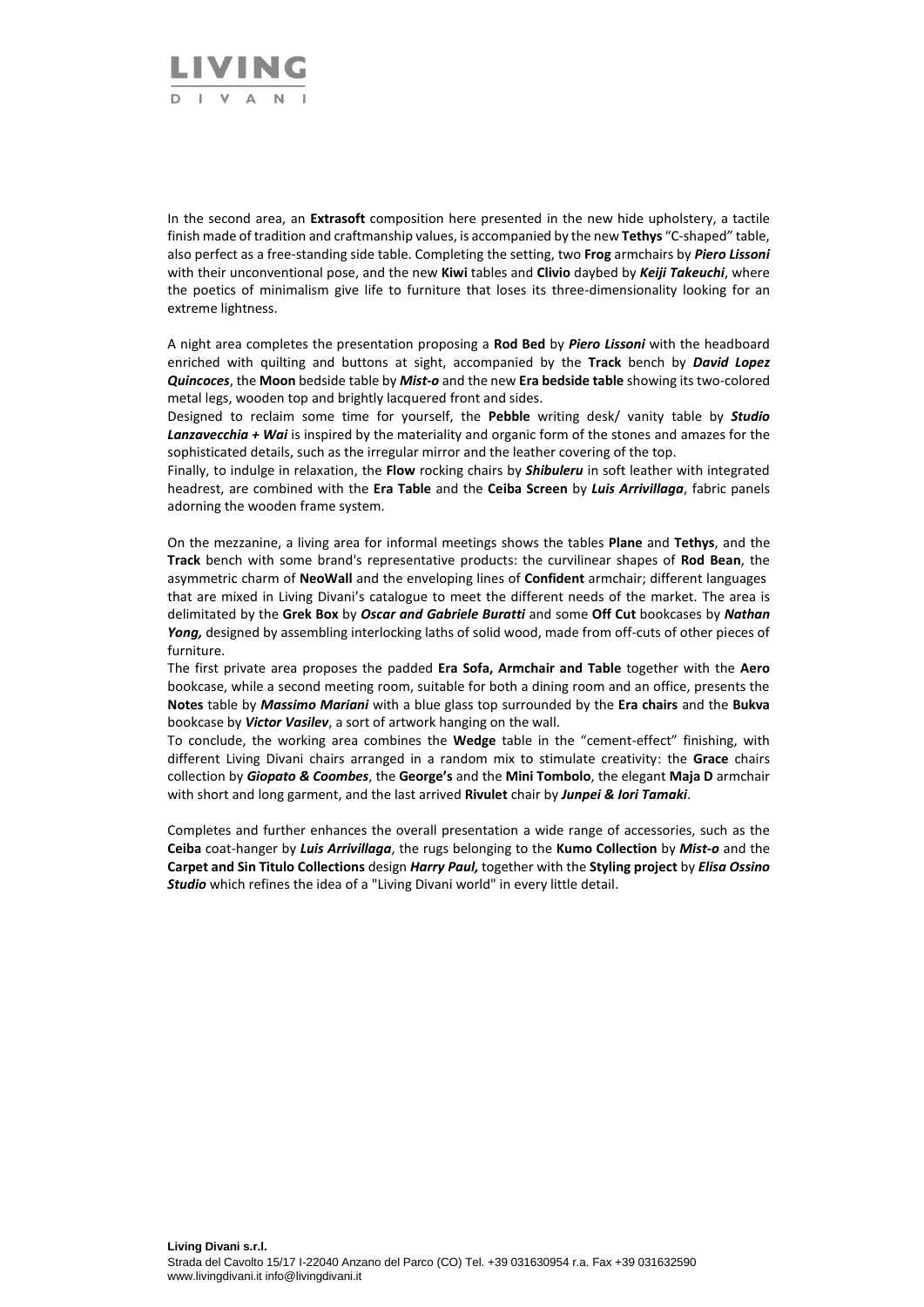In the second area, an **Extrasoft** composition here presented in the new hide upholstery, a tactile finish made of tradition and craftmanship values, is accompanied by the new **Tethys** "C-shaped" table, also perfect as a free-standing side table. Completing the setting, two **Frog** armchairs by ***Piero Lissoni*** with their unconventional pose, and the new **Kiwi** tables and **Clivio** daybed by ***Keiji Takeuchi***, where the poetics of minimalism give life to furniture that loses its three-dimensionality looking for an extreme lightness.

A night area completes the presentation proposing a **Rod Bed** by ***Piero Lissoni*** with the headboard enriched with quilting and buttons at sight, accompanied by the **Track** bench by ***David Lopez Quincoces***, the **Moon** bedside table by ***Mist-o*** and the new **Era bedside table** showing its two-colored metal legs, wooden top and brightly lacquered front and sides.
Designed to reclaim some time for yourself, the **Pebble** writing desk/ vanity table by ***Studio Lanzavecchia + Wai*** is inspired by the materiality and organic form of the stones and amazes for the sophisticated details, such as the irregular mirror and the leather covering of the top.
Finally, to indulge in relaxation, the **Flow** rocking chairs by ***Shibuleru*** in soft leather with integrated headrest, are combined with the **Era Table** and the **Ceiba Screen** by ***Luis Arrivillaga***, fabric panels adorning the wooden frame system.

On the mezzanine, a living area for informal meetings shows the tables **Plane** and **Tethys**, and the **Track** bench with some brand's representative products: the curvilinear shapes of **Rod Bean**, the asymmetric charm of **NeoWall** and the enveloping lines of **Confident** armchair; different languages that are mixed in Living Divani's catalogue to meet the different needs of the market. The area is delimitated by the **Grek Box** by ***Oscar and Gabriele Buratti*** and some **Off Cut** bookcases by ***Nathan Yong,*** designed by assembling interlocking laths of solid wood, made from off-cuts of other pieces of furniture.
The first private area proposes the padded **Era Sofa, Armchair and Table** together with the **Aero** bookcase, while a second meeting room, suitable for both a dining room and an office, presents the **Notes** table by ***Massimo Mariani*** with a blue glass top surrounded by the **Era chairs** and the **Bukva** bookcase by ***Victor Vasilev***, a sort of artwork hanging on the wall.
To conclude, the working area combines the **Wedge** table in the "cement-effect" finishing, with different Living Divani chairs arranged in a random mix to stimulate creativity: the **Grace** chairs collection by ***Giopato & Coombes***, the **George's** and the **Mini Tombolo**, the elegant **Maja D** armchair with short and long garment, and the last arrived **Rivulet** chair by ***Junpei & Iori Tamaki***.

Completes and further enhances the overall presentation a wide range of accessories, such as the **Ceiba** coat-hanger by ***Luis Arrivillaga***, the rugs belonging to the **Kumo Collection** by ***Mist-o*** and the **Carpet and Sin Titulo Collections** design ***Harry Paul,*** together with the **Styling project** by ***Elisa Ossino Studio*** which refines the idea of a "Living Divani world" in every little detail.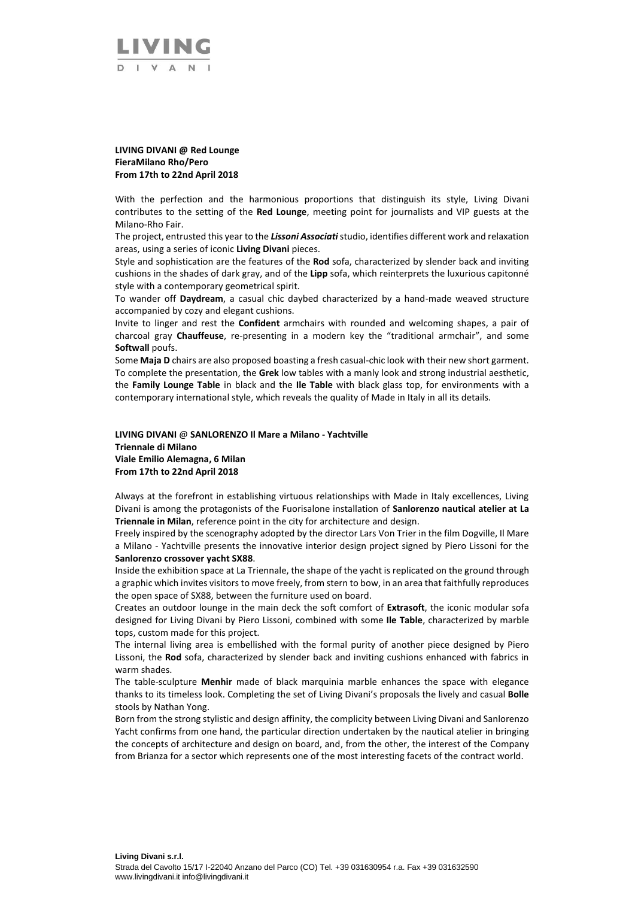**LIVING DIVANI @ Red Lounge**
**FieraMilano Rho/Pero**
**From 17th to 22nd April 2018**

With the perfection and the harmonious proportions that distinguish its style, Living Divani contributes to the setting of the **Red Lounge**, meeting point for journalists and VIP guests at the Milano-Rho Fair.

The project, entrusted this year to the ***Lissoni Associati*** studio, identifies different work and relaxation areas, using a series of iconic **Living Divani** pieces.

Style and sophistication are the features of the **Rod** sofa, characterized by slender back and inviting cushions in the shades of dark gray, and of the **Lipp** sofa, which reinterprets the luxurious capitonné style with a contemporary geometrical spirit.

To wander off **Daydream**, a casual chic daybed characterized by a hand-made weaved structure accompanied by cozy and elegant cushions.

Invite to linger and rest the **Confident** armchairs with rounded and welcoming shapes, a pair of charcoal gray **Chauffeuse**, re-presenting in a modern key the "traditional armchair", and some **Softwall** poufs.

Some **Maja D** chairs are also proposed boasting a fresh casual-chic look with their new short garment.

To complete the presentation, the **Grek** low tables with a manly look and strong industrial aesthetic, the **Family Lounge Table** in black and the **Ile Table** with black glass top, for environments with a contemporary international style, which reveals the quality of Made in Italy in all its details.

**LIVING DIVANI @ SANLORENZO Il Mare a Milano - Yachtville**
**Triennale di Milano**
**Viale Emilio Alemagna, 6 Milan**
**From 17th to 22nd April 2018**

Always at the forefront in establishing virtuous relationships with Made in Italy excellences, Living Divani is among the protagonists of the Fuorisalone installation of **Sanlorenzo nautical atelier at La Triennale in Milan**, reference point in the city for architecture and design.

Freely inspired by the scenography adopted by the director Lars Von Trier in the film Dogville, Il Mare a Milano - Yachtville presents the innovative interior design project signed by Piero Lissoni for the **Sanlorenzo crossover yacht SX88**.

Inside the exhibition space at La Triennale, the shape of the yacht is replicated on the ground through a graphic which invites visitors to move freely, from stern to bow, in an area that faithfully reproduces the open space of SX88, between the furniture used on board.

Creates an outdoor lounge in the main deck the soft comfort of **Extrasoft**, the iconic modular sofa designed for Living Divani by Piero Lissoni, combined with some **Ile Table**, characterized by marble tops, custom made for this project.

The internal living area is embellished with the formal purity of another piece designed by Piero Lissoni, the **Rod** sofa, characterized by slender back and inviting cushions enhanced with fabrics in warm shades.

The table-sculpture **Menhir** made of black marquinia marble enhances the space with elegance thanks to its timeless look. Completing the set of Living Divani's proposals the lively and casual **Bolle** stools by Nathan Yong.

Born from the strong stylistic and design affinity, the complicity between Living Divani and Sanlorenzo Yacht confirms from one hand, the particular direction undertaken by the nautical atelier in bringing the concepts of architecture and design on board, and, from the other, the interest of the Company from Brianza for a sector which represents one of the most interesting facets of the contract world.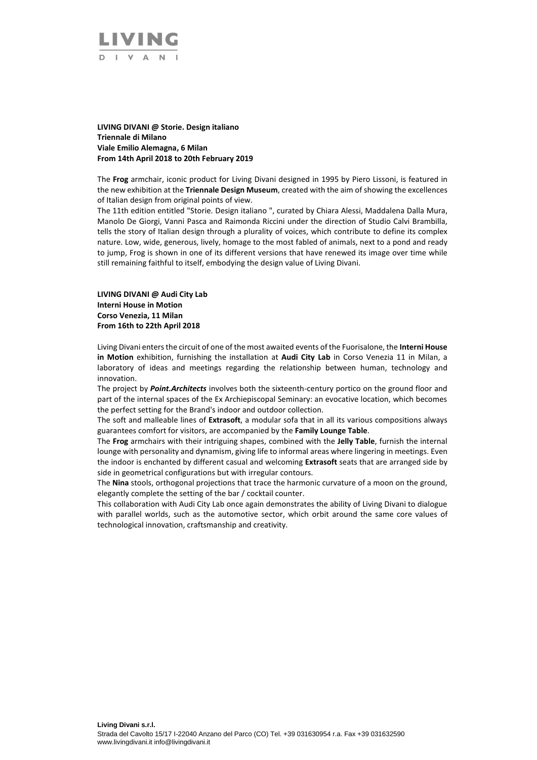**LIVING DIVANI @ Storie. Design italiano**
**Triennale di Milano**
**Viale Emilio Alemagna, 6 Milan**
**From 14th April 2018 to 20th February 2019**

The **Frog** armchair, iconic product for Living Divani designed in 1995 by Piero Lissoni, is featured in the new exhibition at the **Triennale Design Museum**, created with the aim of showing the excellences of Italian design from original points of view.
The 11th edition entitled "Storie. Design italiano ", curated by Chiara Alessi, Maddalena Dalla Mura, Manolo De Giorgi, Vanni Pasca and Raimonda Riccini under the direction of Studio Calvi Brambilla, tells the story of Italian design through a plurality of voices, which contribute to define its complex nature. Low, wide, generous, lively, homage to the most fabled of animals, next to a pond and ready to jump, Frog is shown in one of its different versions that have renewed its image over time while still remaining faithful to itself, embodying the design value of Living Divani.

**LIVING DIVANI @ Audi City Lab**
**Interni House in Motion**
**Corso Venezia, 11 Milan**
**From 16th to 22th April 2018**

Living Divani enters the circuit of one of the most awaited events of the Fuorisalone, the **Interni House in Motion** exhibition, furnishing the installation at **Audi City Lab** in Corso Venezia 11 in Milan, a laboratory of ideas and meetings regarding the relationship between human, technology and innovation.
The project by ***Point.Architects*** involves both the sixteenth-century portico on the ground floor and part of the internal spaces of the Ex Archiepiscopal Seminary: an evocative location, which becomes the perfect setting for the Brand's indoor and outdoor collection.
The soft and malleable lines of **Extrasoft**, a modular sofa that in all its various compositions always guarantees comfort for visitors, are accompanied by the **Family Lounge Table**.
The **Frog** armchairs with their intriguing shapes, combined with the **Jelly Table**, furnish the internal lounge with personality and dynamism, giving life to informal areas where lingering in meetings. Even the indoor is enchanted by different casual and welcoming **Extrasoft** seats that are arranged side by side in geometrical configurations but with irregular contours.
The **Nina** stools, orthogonal projections that trace the harmonic curvature of a moon on the ground, elegantly complete the setting of the bar / cocktail counter.
This collaboration with Audi City Lab once again demonstrates the ability of Living Divani to dialogue with parallel worlds, such as the automotive sector, which orbit around the same core values of technological innovation, craftsmanship and creativity.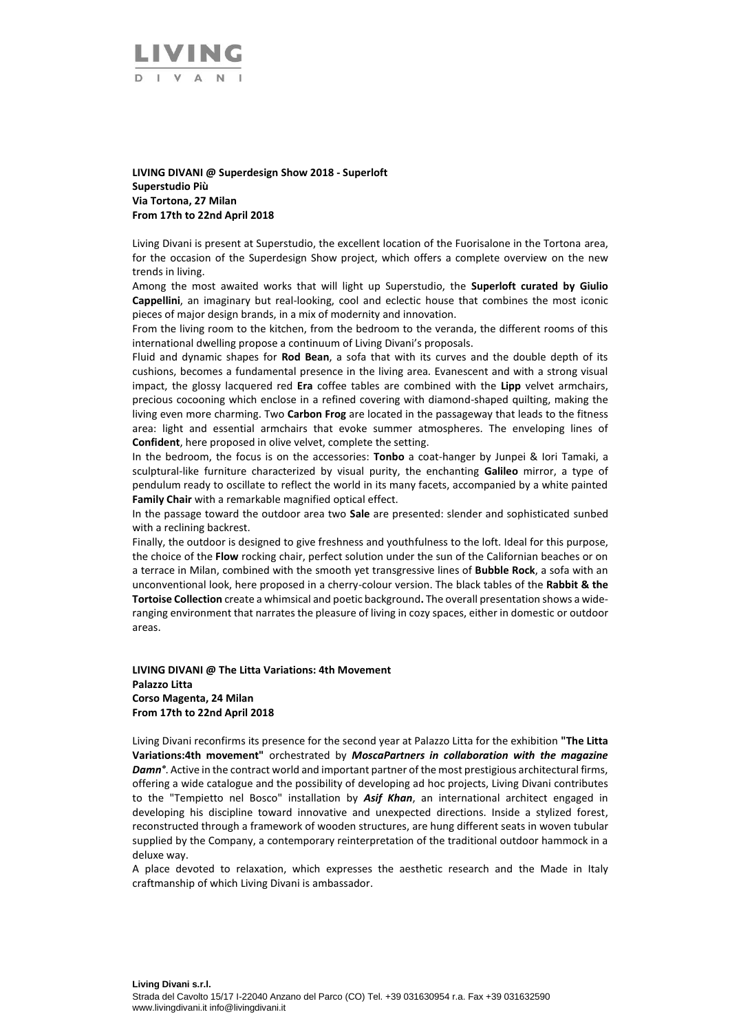**LIVING DIVANI @ Superdesign Show 2018 - Superloft**
**Superstudio Più**
**Via Tortona, 27 Milan**
**From 17th to 22nd April 2018**

Living Divani is present at Superstudio, the excellent location of the Fuorisalone in the Tortona area, for the occasion of the Superdesign Show project, which offers a complete overview on the new trends in living.

Among the most awaited works that will light up Superstudio, the **Superloft curated by Giulio Cappellini**, an imaginary but real-looking, cool and eclectic house that combines the most iconic pieces of major design brands, in a mix of modernity and innovation.

From the living room to the kitchen, from the bedroom to the veranda, the different rooms of this international dwelling propose a continuum of Living Divani's proposals.

Fluid and dynamic shapes for **Rod Bean**, a sofa that with its curves and the double depth of its cushions, becomes a fundamental presence in the living area. Evanescent and with a strong visual impact, the glossy lacquered red **Era** coffee tables are combined with the **Lipp** velvet armchairs, precious cocooning which enclose in a refined covering with diamond-shaped quilting, making the living even more charming. Two **Carbon Frog** are located in the passageway that leads to the fitness area: light and essential armchairs that evoke summer atmospheres. The enveloping lines of **Confident**, here proposed in olive velvet, complete the setting.

In the bedroom, the focus is on the accessories: **Tonbo** a coat-hanger by Junpei & Iori Tamaki, a sculptural-like furniture characterized by visual purity, the enchanting **Galileo** mirror, a type of pendulum ready to oscillate to reflect the world in its many facets, accompanied by a white painted **Family Chair** with a remarkable magnified optical effect.

In the passage toward the outdoor area two **Sale** are presented: slender and sophisticated sunbed with a reclining backrest.

Finally, the outdoor is designed to give freshness and youthfulness to the loft. Ideal for this purpose, the choice of the **Flow** rocking chair, perfect solution under the sun of the Californian beaches or on a terrace in Milan, combined with the smooth yet transgressive lines of **Bubble Rock**, a sofa with an unconventional look, here proposed in a cherry-colour version. The black tables of the **Rabbit & the Tortoise Collection** create a whimsical and poetic background**.** The overall presentation shows a wide-ranging environment that narrates the pleasure of living in cozy spaces, either in domestic or outdoor areas.

**LIVING DIVANI @ The Litta Variations: 4th Movement**
**Palazzo Litta**
**Corso Magenta, 24 Milan**
**From 17th to 22nd April 2018**

Living Divani reconfirms its presence for the second year at Palazzo Litta for the exhibition **"The Litta Variations:4th movement"** orchestrated by ***MoscaPartners in collaboration with the magazine Damn°***. Active in the contract world and important partner of the most prestigious architectural firms, offering a wide catalogue and the possibility of developing ad hoc projects, Living Divani contributes to the "Tempietto nel Bosco" installation by ***Asif Khan***, an international architect engaged in developing his discipline toward innovative and unexpected directions. Inside a stylized forest, reconstructed through a framework of wooden structures, are hung different seats in woven tubular supplied by the Company, a contemporary reinterpretation of the traditional outdoor hammock in a deluxe way.

A place devoted to relaxation, which expresses the aesthetic research and the Made in Italy craftmanship of which Living Divani is ambassador.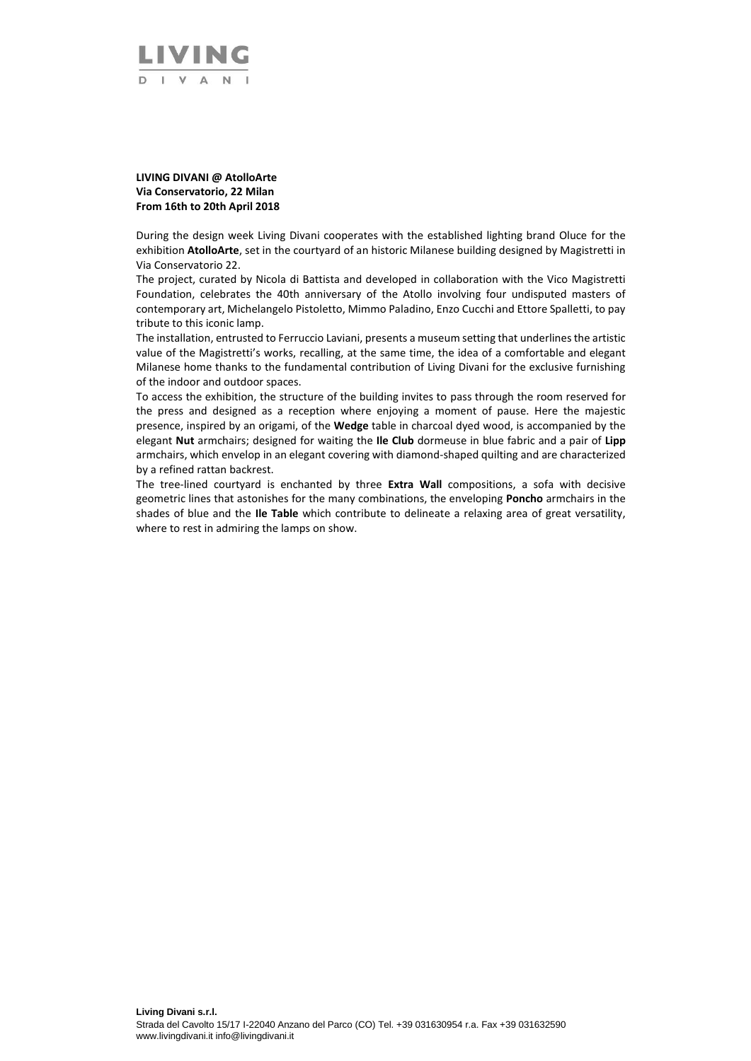**LIVING DIVANI @ AtolloArte**
**Via Conservatorio, 22 Milan**
**From 16th to 20th April 2018**

During the design week Living Divani cooperates with the established lighting brand Oluce for the exhibition **AtolloArte**, set in the courtyard of an historic Milanese building designed by Magistretti in Via Conservatorio 22.

The project, curated by Nicola di Battista and developed in collaboration with the Vico Magistretti Foundation, celebrates the 40th anniversary of the Atollo involving four undisputed masters of contemporary art, Michelangelo Pistoletto, Mimmo Paladino, Enzo Cucchi and Ettore Spalletti, to pay tribute to this iconic lamp.

The installation, entrusted to Ferruccio Laviani, presents a museum setting that underlines the artistic value of the Magistretti's works, recalling, at the same time, the idea of a comfortable and elegant Milanese home thanks to the fundamental contribution of Living Divani for the exclusive furnishing of the indoor and outdoor spaces.

To access the exhibition, the structure of the building invites to pass through the room reserved for the press and designed as a reception where enjoying a moment of pause. Here the majestic presence, inspired by an origami, of the **Wedge** table in charcoal dyed wood, is accompanied by the elegant **Nut** armchairs; designed for waiting the **Ile Club** dormeuse in blue fabric and a pair of **Lipp** armchairs, which envelop in an elegant covering with diamond-shaped quilting and are characterized by a refined rattan backrest.

The tree-lined courtyard is enchanted by three **Extra Wall** compositions, a sofa with decisive geometric lines that astonishes for the many combinations, the enveloping **Poncho** armchairs in the shades of blue and the **Ile Table** which contribute to delineate a relaxing area of great versatility, where to rest in admiring the lamps on show.